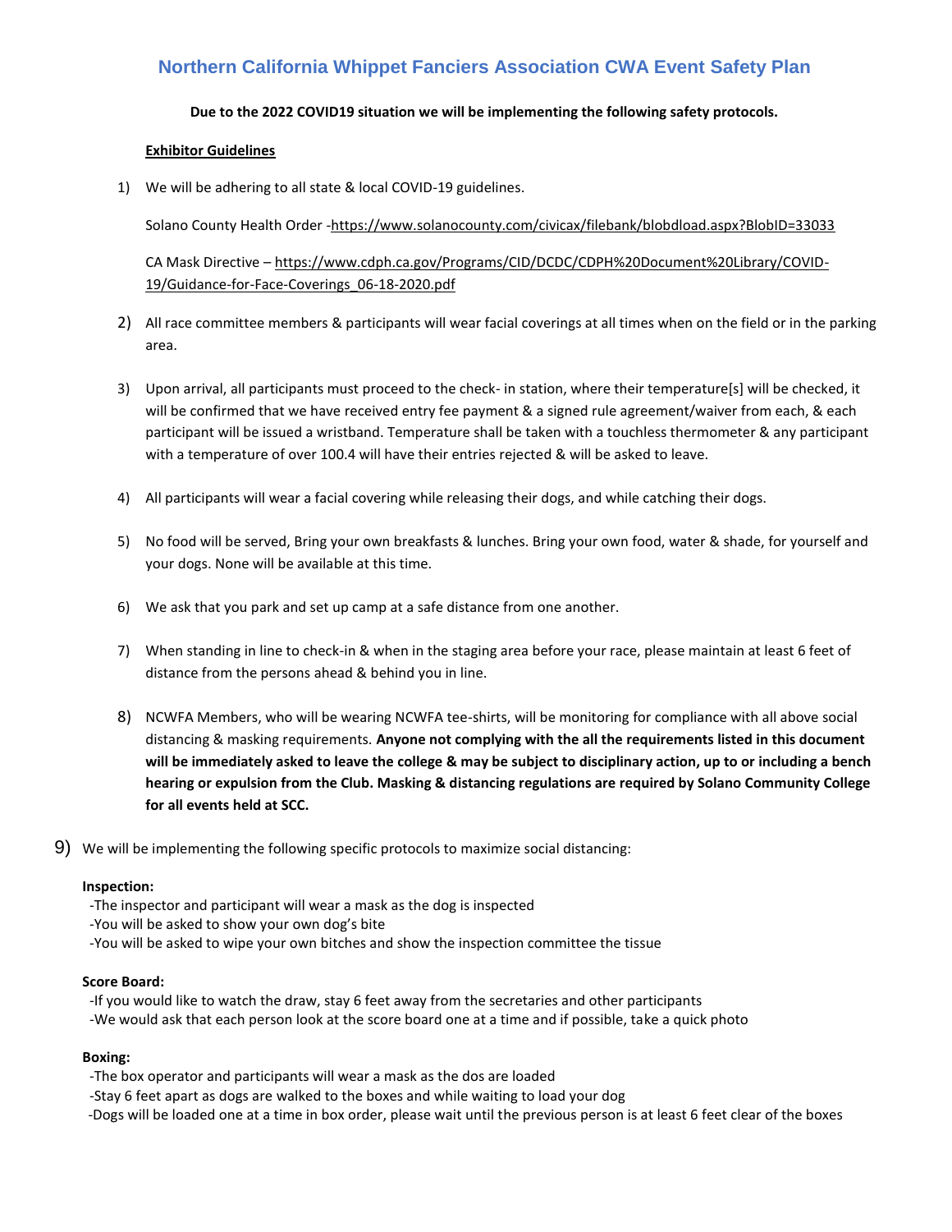# Northern California Whippet Fanciers Association CWA Event Safety Plan

**Due to the 2022 COVID19 situation we will be implementing the following safety protocols.**

**Exhibitor Guidelines**

1) We will be adhering to all state & local COVID-19 guidelines.

   Solano County Health Order -https://www.solanocounty.com/civicax/filebank/blobdload.aspx?BlobID=33033

   CA Mask Directive – https://www.cdph.ca.gov/Programs/CID/DCDC/CDPH%20Document%20Library/COVID-19/Guidance-for-Face-Coverings_06-18-2020.pdf

2) All race committee members & participants will wear facial coverings at all times when on the field or in the parking area.

3) Upon arrival, all participants must proceed to the check- in station, where their temperature[s] will be checked, it will be confirmed that we have received entry fee payment & a signed rule agreement/waiver from each, & each participant will be issued a wristband. Temperature shall be taken with a touchless thermometer & any participant with a temperature of over 100.4 will have their entries rejected & will be asked to leave.

4) All participants will wear a facial covering while releasing their dogs, and while catching their dogs.

5) No food will be served, Bring your own breakfasts & lunches. Bring your own food, water & shade, for yourself and your dogs. None will be available at this time.

6) We ask that you park and set up camp at a safe distance from one another.

7) When standing in line to check-in & when in the staging area before your race, please maintain at least 6 feet of distance from the persons ahead & behind you in line.

8) NCWFA Members, who will be wearing NCWFA tee-shirts, will be monitoring for compliance with all above social distancing & masking requirements. **Anyone not complying with the all the requirements listed in this document will be immediately asked to leave the college & may be subject to disciplinary action, up to or including a bench hearing or expulsion from the Club. Masking & distancing regulations are required by Solano Community College for all events held at SCC.**

9) We will be implementing the following specific protocols to maximize social distancing:

**Inspection:**
- -The inspector and participant will wear a mask as the dog is inspected
- -You will be asked to show your own dog's bite
- -You will be asked to wipe your own bitches and show the inspection committee the tissue

**Score Board:**
- -If you would like to watch the draw, stay 6 feet away from the secretaries and other participants
- -We would ask that each person look at the score board one at a time and if possible, take a quick photo

**Boxing:**
- -The box operator and participants will wear a mask as the dos are loaded
- -Stay 6 feet apart as dogs are walked to the boxes and while waiting to load your dog
- -Dogs will be loaded one at a time in box order, please wait until the previous person is at least 6 feet clear of the boxes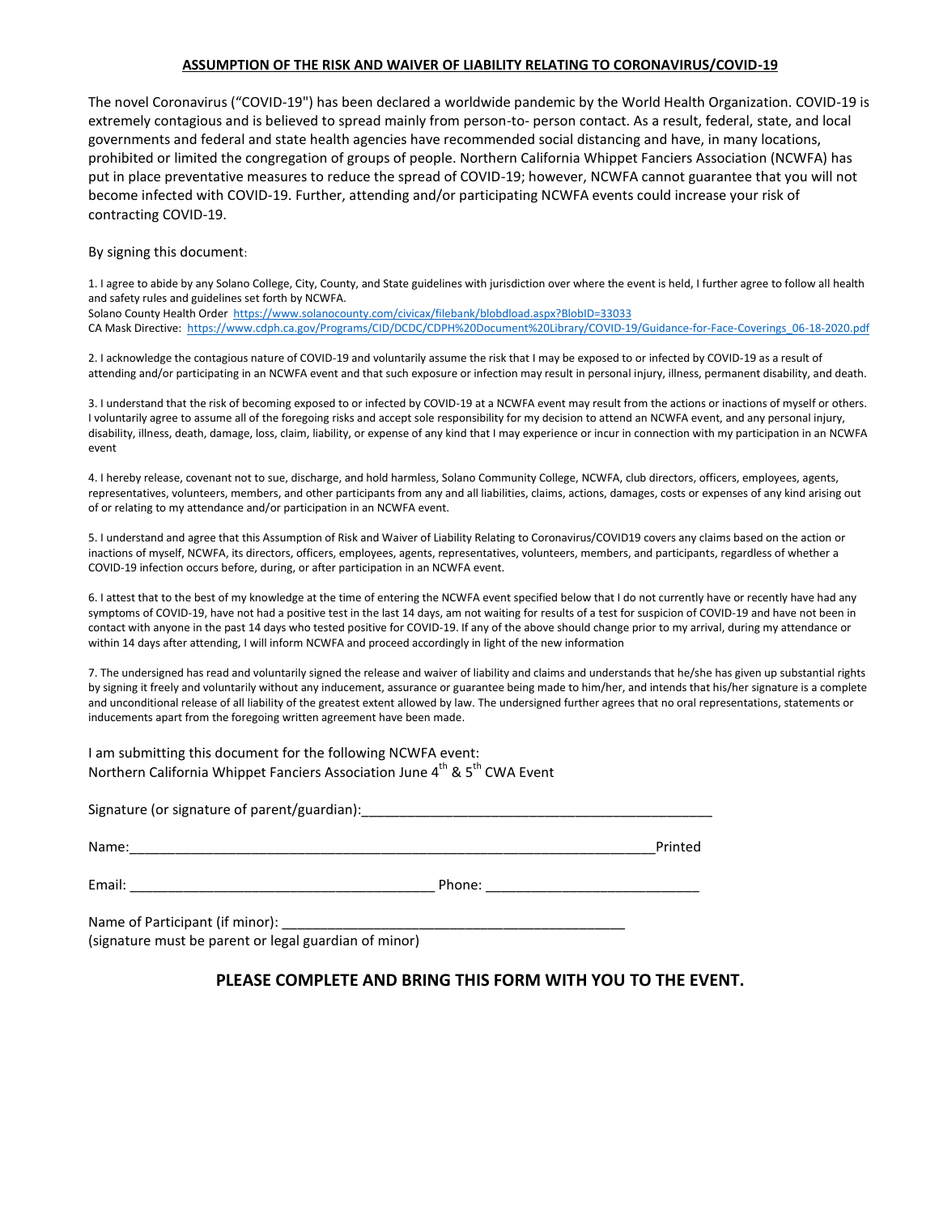**ASSUMPTION OF THE RISK AND WAIVER OF LIABILITY RELATING TO CORONAVIRUS/COVID-19**

The novel Coronavirus ("COVID-19") has been declared a worldwide pandemic by the World Health Organization. COVID-19 is extremely contagious and is believed to spread mainly from person-to- person contact. As a result, federal, state, and local governments and federal and state health agencies have recommended social distancing and have, in many locations, prohibited or limited the congregation of groups of people. Northern California Whippet Fanciers Association (NCWFA) has put in place preventative measures to reduce the spread of COVID-19; however, NCWFA cannot guarantee that you will not become infected with COVID-19. Further, attending and/or participating NCWFA events could increase your risk of contracting COVID-19.

By signing this document:

1. I agree to abide by any Solano College, City, County, and State guidelines with jurisdiction over where the event is held, I further agree to follow all health and safety rules and guidelines set forth by NCWFA.
Solano County Health Order https://www.solanocounty.com/civicax/filebank/blobdload.aspx?BlobID=33033
CA Mask Directive: https://www.cdph.ca.gov/Programs/CID/DCDC/CDPH%20Document%20Library/COVID-19/Guidance-for-Face-Coverings_06-18-2020.pdf

2. I acknowledge the contagious nature of COVID-19 and voluntarily assume the risk that I may be exposed to or infected by COVID-19 as a result of attending and/or participating in an NCWFA event and that such exposure or infection may result in personal injury, illness, permanent disability, and death.

3. I understand that the risk of becoming exposed to or infected by COVID-19 at a NCWFA event may result from the actions or inactions of myself or others. I voluntarily agree to assume all of the foregoing risks and accept sole responsibility for my decision to attend an NCWFA event, and any personal injury, disability, illness, death, damage, loss, claim, liability, or expense of any kind that I may experience or incur in connection with my participation in an NCWFA event

4. I hereby release, covenant not to sue, discharge, and hold harmless, Solano Community College, NCWFA, club directors, officers, employees, agents, representatives, volunteers, members, and other participants from any and all liabilities, claims, actions, damages, costs or expenses of any kind arising out of or relating to my attendance and/or participation in an NCWFA event.

5. I understand and agree that this Assumption of Risk and Waiver of Liability Relating to Coronavirus/COVID19 covers any claims based on the action or inactions of myself, NCWFA, its directors, officers, employees, agents, representatives, volunteers, members, and participants, regardless of whether a COVID-19 infection occurs before, during, or after participation in an NCWFA event.

6. I attest that to the best of my knowledge at the time of entering the NCWFA event specified below that I do not currently have or recently have had any symptoms of COVID-19, have not had a positive test in the last 14 days, am not waiting for results of a test for suspicion of COVID-19 and have not been in contact with anyone in the past 14 days who tested positive for COVID-19. If any of the above should change prior to my arrival, during my attendance or within 14 days after attending, I will inform NCWFA and proceed accordingly in light of the new information

7. The undersigned has read and voluntarily signed the release and waiver of liability and claims and understands that he/she has given up substantial rights by signing it freely and voluntarily without any inducement, assurance or guarantee being made to him/her, and intends that his/her signature is a complete and unconditional release of all liability of the greatest extent allowed by law. The undersigned further agrees that no oral representations, statements or inducements apart from the foregoing written agreement have been made.

I am submitting this document for the following NCWFA event:
Northern California Whippet Fanciers Association June 4th & 5th CWA Event

Signature (or signature of parent/guardian):_______________________________________________

Name:_______________________________________________________________________Printed

Email: ________________________________________ Phone: ____________________________

Name of Participant (if minor): ______________________________________________
(signature must be parent or legal guardian of minor)

**PLEASE COMPLETE AND BRING THIS FORM WITH YOU TO THE EVENT.**